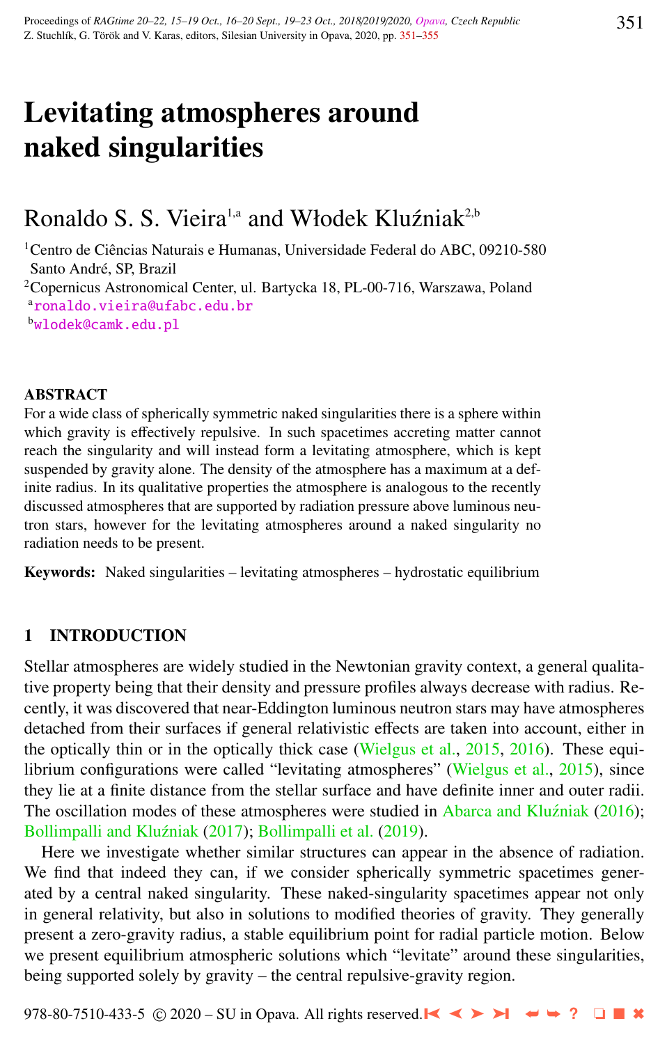# Levitating atmospheres around naked singularities

Ronaldo S. S. Vieira[1,a] and Włodek Kluźniak[2,b]

[1]Centro de Ciências Naturais e Humanas, Universidade Federal do ABC, 09210-580 Santo André, SP, Brazil
[2]Copernicus Astronomical Center, ul. Bartycka 18, PL-00-716, Warszawa, Poland
[a]ronaldo.vieira@ufabc.edu.br
[b]wlodek@camk.edu.pl

## ABSTRACT

For a wide class of spherically symmetric naked singularities there is a sphere within which gravity is effectively repulsive. In such spacetimes accreting matter cannot reach the singularity and will instead form a levitating atmosphere, which is kept suspended by gravity alone. The density of the atmosphere has a maximum at a definite radius. In its qualitative properties the atmosphere is analogous to the recently discussed atmospheres that are supported by radiation pressure above luminous neutron stars, however for the levitating atmospheres around a naked singularity no radiation needs to be present.

**Keywords:** Naked singularities – levitating atmospheres – hydrostatic equilibrium

## 1 INTRODUCTION

Stellar atmospheres are widely studied in the Newtonian gravity context, a general qualitative property being that their density and pressure profiles always decrease with radius. Recently, it was discovered that near-Eddington luminous neutron stars may have atmospheres detached from their surfaces if general relativistic effects are taken into account, either in the optically thin or in the optically thick case (Wielgus et al., 2015, 2016). These equilibrium configurations were called "levitating atmospheres" (Wielgus et al., 2015), since they lie at a finite distance from the stellar surface and have definite inner and outer radii. The oscillation modes of these atmospheres were studied in Abarca and Kluźniak (2016); Bollimpalli and Kluźniak (2017); Bollimpalli et al. (2019).

Here we investigate whether similar structures can appear in the absence of radiation. We find that indeed they can, if we consider spherically symmetric spacetimes generated by a central naked singularity. These naked-singularity spacetimes appear not only in general relativity, but also in solutions to modified theories of gravity. They generally present a zero-gravity radius, a stable equilibrium point for radial particle motion. Below we present equilibrium atmospheric solutions which "levitate" around these singularities, being supported solely by gravity – the central repulsive-gravity region.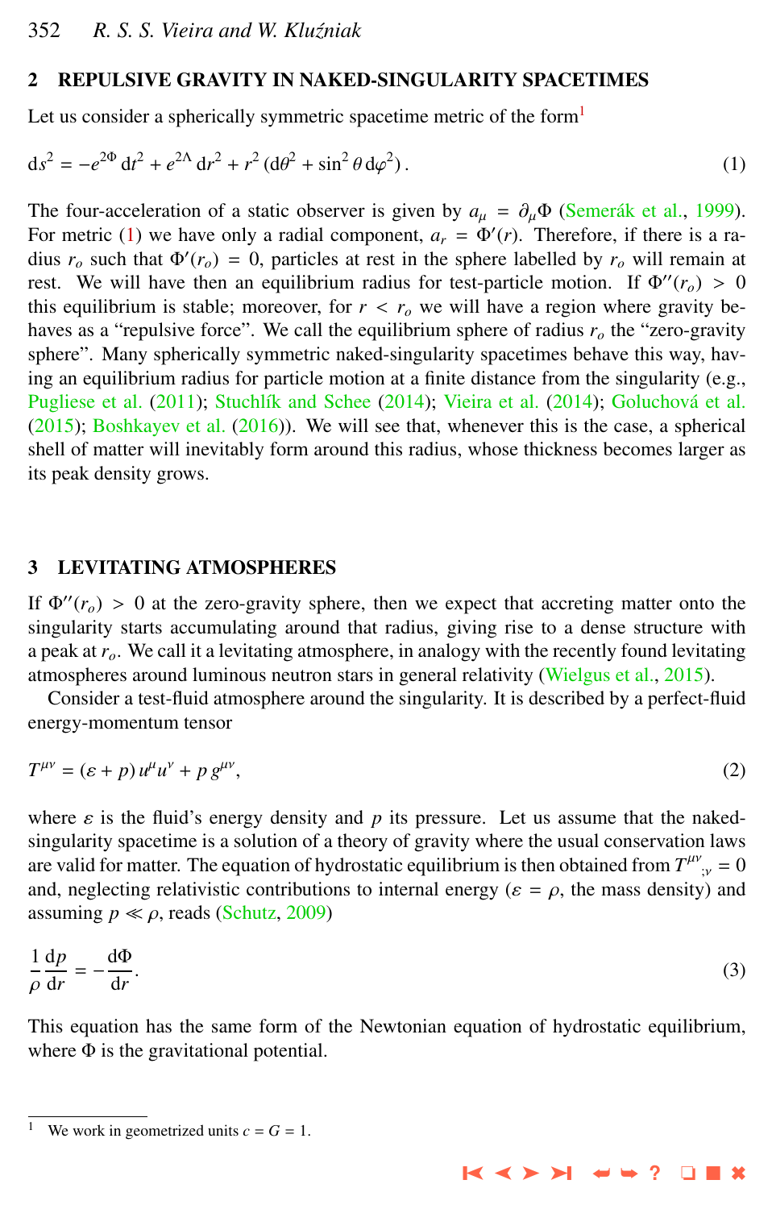## 2 REPULSIVE GRAVITY IN NAKED-SINGULARITY SPACETIMES

Let us consider a spherically symmetric spacetime metric of the form[1]

$$\mathrm{d}s^2 = -e^{2\Phi}\,\mathrm{d}t^2 + e^{2\Lambda}\,\mathrm{d}r^2 + r^2\,(\mathrm{d}\theta^2 + \sin^2\theta\,\mathrm{d}\varphi^2)\,. \tag{1}$$

The four-acceleration of a static observer is given by $a_\mu = \partial_\mu \Phi$ (Semerák et al., 1999). For metric (1) we have only a radial component, $a_r = \Phi'(r)$. Therefore, if there is a radius $r_o$ such that $\Phi'(r_o) = 0$, particles at rest in the sphere labelled by $r_o$ will remain at rest. We will have then an equilibrium radius for test-particle motion. If $\Phi''(r_o) > 0$ this equilibrium is stable; moreover, for $r < r_o$ we will have a region where gravity behaves as a "repulsive force". We call the equilibrium sphere of radius $r_o$ the "zero-gravity sphere". Many spherically symmetric naked-singularity spacetimes behave this way, having an equilibrium radius for particle motion at a finite distance from the singularity (e.g., Pugliese et al. (2011); Stuchlík and Schee (2014); Vieira et al. (2014); Goluchová et al. (2015); Boshkayev et al. (2016)). We will see that, whenever this is the case, a spherical shell of matter will inevitably form around this radius, whose thickness becomes larger as its peak density grows.

## 3 LEVITATING ATMOSPHERES

If $\Phi''(r_o) > 0$ at the zero-gravity sphere, then we expect that accreting matter onto the singularity starts accumulating around that radius, giving rise to a dense structure with a peak at $r_o$. We call it a levitating atmosphere, in analogy with the recently found levitating atmospheres around luminous neutron stars in general relativity (Wielgus et al., 2015).

Consider a test-fluid atmosphere around the singularity. It is described by a perfect-fluid energy-momentum tensor

$$T^{\mu\nu} = (\varepsilon + p)\,u^\mu u^\nu + p\,g^{\mu\nu}, \tag{2}$$

where $\varepsilon$ is the fluid's energy density and $p$ its pressure. Let us assume that the naked-singularity spacetime is a solution of a theory of gravity where the usual conservation laws are valid for matter. The equation of hydrostatic equilibrium is then obtained from $T^{\mu\nu}{}_{;\nu} = 0$ and, neglecting relativistic contributions to internal energy ($\varepsilon = \rho$, the mass density) and assuming $p \ll \rho$, reads (Schutz, 2009)

$$\frac{1}{\rho}\frac{\mathrm{d}p}{\mathrm{d}r} = -\frac{\mathrm{d}\Phi}{\mathrm{d}r}. \tag{3}$$

This equation has the same form of the Newtonian equation of hydrostatic equilibrium, where $\Phi$ is the gravitational potential.

[1] We work in geometrized units $c = G = 1$.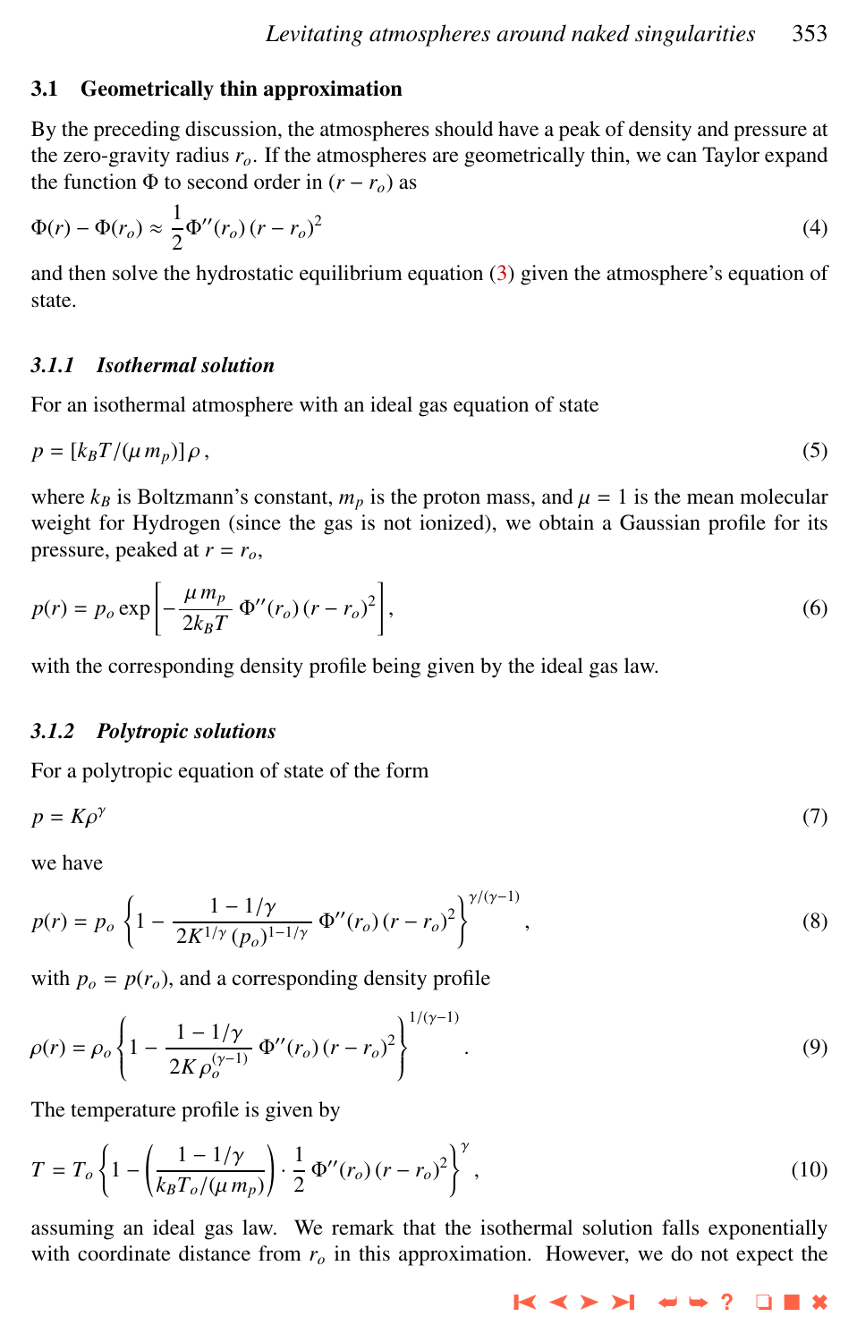### 3.1 Geometrically thin approximation

By the preceding discussion, the atmospheres should have a peak of density and pressure at the zero-gravity radius $r_o$. If the atmospheres are geometrically thin, we can Taylor expand the function $\Phi$ to second order in $(r - r_o)$ as

$$\Phi(r) - \Phi(r_o) \approx \frac{1}{2}\Phi''(r_o)\,(r - r_o)^2 \tag{4}$$

and then solve the hydrostatic equilibrium equation (3) given the atmosphere's equation of state.

#### 3.1.1 *Isothermal solution*

For an isothermal atmosphere with an ideal gas equation of state

$$p = [k_B T/(\mu\, m_p)]\,\rho\,, \tag{5}$$

where $k_B$ is Boltzmann's constant, $m_p$ is the proton mass, and $\mu = 1$ is the mean molecular weight for Hydrogen (since the gas is not ionized), we obtain a Gaussian profile for its pressure, peaked at $r = r_o$,

$$p(r) = p_o \exp\left[-\frac{\mu\, m_p}{2k_B T}\,\Phi''(r_o)\,(r - r_o)^2\right], \tag{6}$$

with the corresponding density profile being given by the ideal gas law.

#### 3.1.2 *Polytropic solutions*

For a polytropic equation of state of the form

$$p = K\rho^{\gamma} \tag{7}$$

we have

$$p(r) = p_o\left\{1 - \frac{1 - 1/\gamma}{2K^{1/\gamma}\,(p_o)^{1-1/\gamma}}\,\Phi''(r_o)\,(r - r_o)^2\right\}^{\gamma/(\gamma-1)}, \tag{8}$$

with $p_o = p(r_o)$, and a corresponding density profile

$$\rho(r) = \rho_o\left\{1 - \frac{1 - 1/\gamma}{2K\,\rho_o^{(\gamma-1)}}\,\Phi''(r_o)\,(r - r_o)^2\right\}^{1/(\gamma-1)}. \tag{9}$$

The temperature profile is given by

$$T = T_o\left\{1 - \left(\frac{1 - 1/\gamma}{k_B T_o/(\mu\, m_p)}\right)\cdot\frac{1}{2}\,\Phi''(r_o)\,(r - r_o)^2\right\}^{\gamma}, \tag{10}$$

assuming an ideal gas law. We remark that the isothermal solution falls exponentially with coordinate distance from $r_o$ in this approximation. However, we do not expect the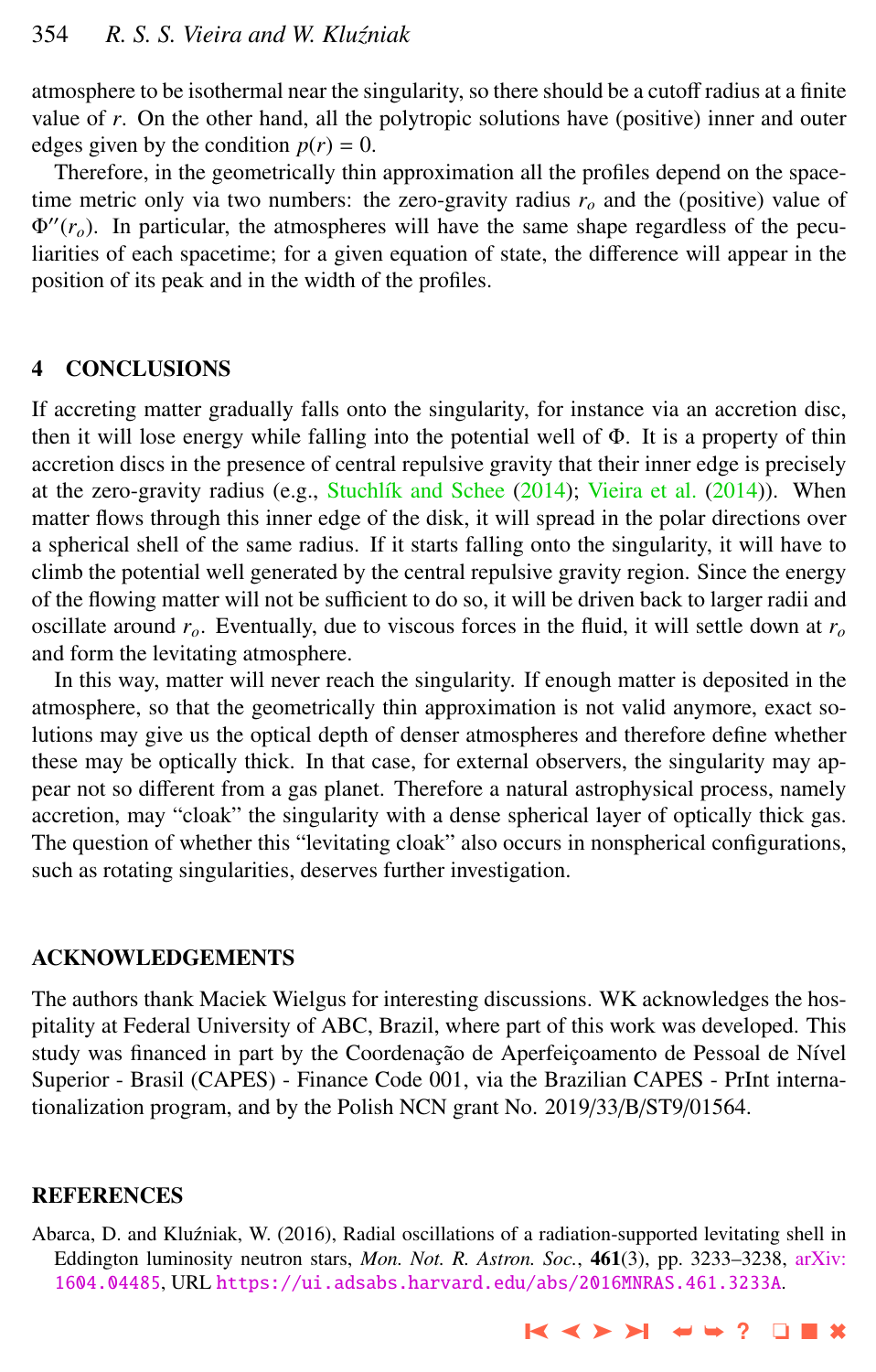atmosphere to be isothermal near the singularity, so there should be a cutoff radius at a finite value of $r$. On the other hand, all the polytropic solutions have (positive) inner and outer edges given by the condition $p(r) = 0$.

Therefore, in the geometrically thin approximation all the profiles depend on the spacetime metric only via two numbers: the zero-gravity radius $r_o$ and the (positive) value of $\Phi''(r_o)$. In particular, the atmospheres will have the same shape regardless of the peculiarities of each spacetime; for a given equation of state, the difference will appear in the position of its peak and in the width of the profiles.

## 4 CONCLUSIONS

If accreting matter gradually falls onto the singularity, for instance via an accretion disc, then it will lose energy while falling into the potential well of $\Phi$. It is a property of thin accretion discs in the presence of central repulsive gravity that their inner edge is precisely at the zero-gravity radius (e.g., Stuchlík and Schee (2014); Vieira et al. (2014)). When matter flows through this inner edge of the disk, it will spread in the polar directions over a spherical shell of the same radius. If it starts falling onto the singularity, it will have to climb the potential well generated by the central repulsive gravity region. Since the energy of the flowing matter will not be sufficient to do so, it will be driven back to larger radii and oscillate around $r_o$. Eventually, due to viscous forces in the fluid, it will settle down at $r_o$ and form the levitating atmosphere.

In this way, matter will never reach the singularity. If enough matter is deposited in the atmosphere, so that the geometrically thin approximation is not valid anymore, exact solutions may give us the optical depth of denser atmospheres and therefore define whether these may be optically thick. In that case, for external observers, the singularity may appear not so different from a gas planet. Therefore a natural astrophysical process, namely accretion, may "cloak" the singularity with a dense spherical layer of optically thick gas. The question of whether this "levitating cloak" also occurs in nonspherical configurations, such as rotating singularities, deserves further investigation.

## ACKNOWLEDGEMENTS

The authors thank Maciek Wielgus for interesting discussions. WK acknowledges the hospitality at Federal University of ABC, Brazil, where part of this work was developed. This study was financed in part by the Coordenação de Aperfeiçoamento de Pessoal de Nível Superior - Brasil (CAPES) - Finance Code 001, via the Brazilian CAPES - PrInt internationalization program, and by the Polish NCN grant No. 2019/33/B/ST9/01564.

## REFERENCES

Abarca, D. and Kluźniak, W. (2016), Radial oscillations of a radiation-supported levitating shell in Eddington luminosity neutron stars, *Mon. Not. R. Astron. Soc.*, **461**(3), pp. 3233–3238, arXiv: 1604.04485, URL https://ui.adsabs.harvard.edu/abs/2016MNRAS.461.3233A.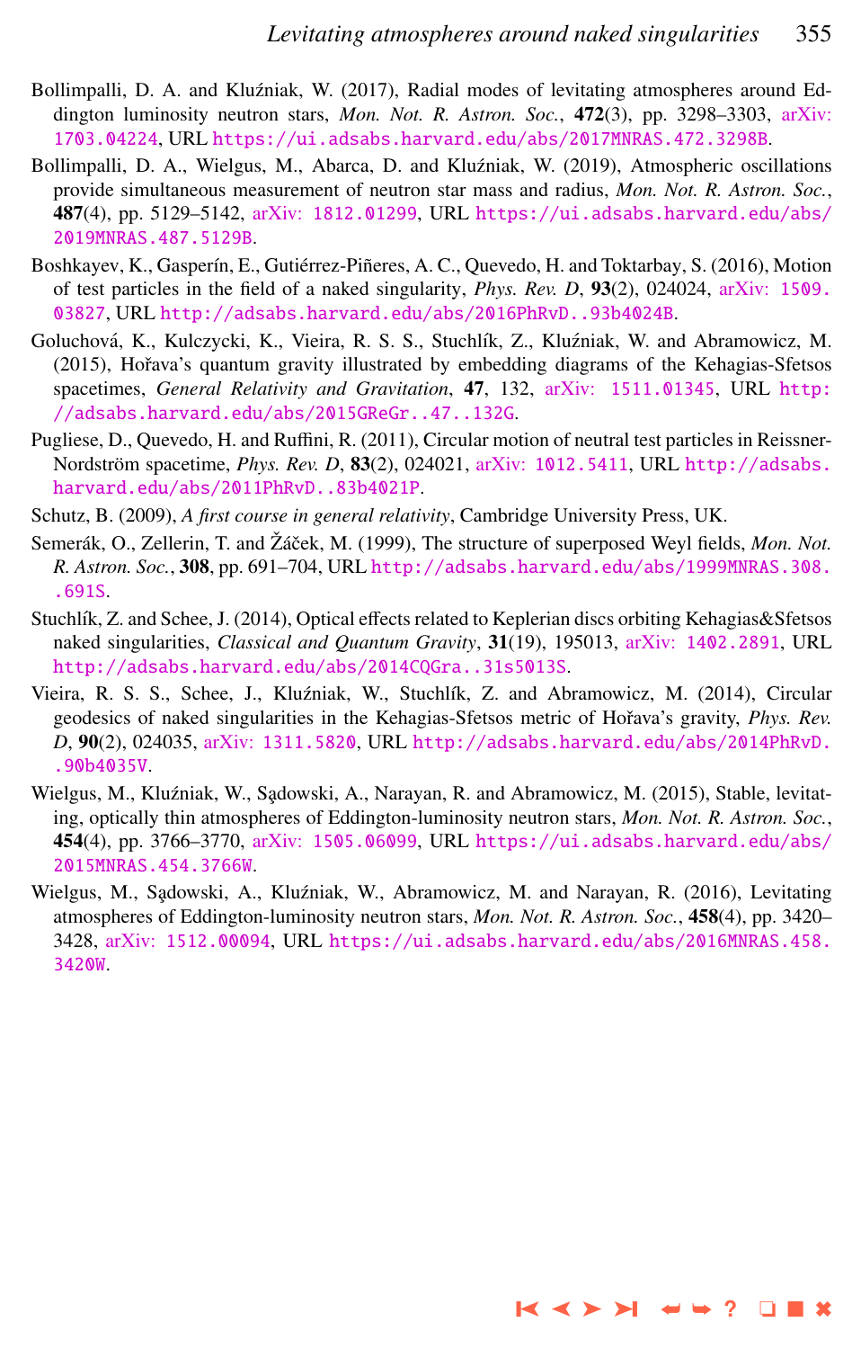Bollimpalli, D. A. and Kluźniak, W. (2017), Radial modes of levitating atmospheres around Eddington luminosity neutron stars, *Mon. Not. R. Astron. Soc.*, **472**(3), pp. 3298–3303, arXiv: 1703.04224, URL https://ui.adsabs.harvard.edu/abs/2017MNRAS.472.3298B.

Bollimpalli, D. A., Wielgus, M., Abarca, D. and Kluźniak, W. (2019), Atmospheric oscillations provide simultaneous measurement of neutron star mass and radius, *Mon. Not. R. Astron. Soc.*, **487**(4), pp. 5129–5142, arXiv: 1812.01299, URL https://ui.adsabs.harvard.edu/abs/2019MNRAS.487.5129B.

Boshkayev, K., Gasperín, E., Gutiérrez-Piñeres, A. C., Quevedo, H. and Toktarbay, S. (2016), Motion of test particles in the field of a naked singularity, *Phys. Rev. D*, **93**(2), 024024, arXiv: 1509.03827, URL http://adsabs.harvard.edu/abs/2016PhRvD..93b4024B.

Goluchová, K., Kulczycki, K., Vieira, R. S. S., Stuchlík, Z., Kluźniak, W. and Abramowicz, M. (2015), Hořava's quantum gravity illustrated by embedding diagrams of the Kehagias-Sfetsos spacetimes, *General Relativity and Gravitation*, **47**, 132, arXiv: 1511.01345, URL http://adsabs.harvard.edu/abs/2015GReGr..47..132G.

Pugliese, D., Quevedo, H. and Ruffini, R. (2011), Circular motion of neutral test particles in Reissner-Nordström spacetime, *Phys. Rev. D*, **83**(2), 024021, arXiv: 1012.5411, URL http://adsabs.harvard.edu/abs/2011PhRvD..83b4021P.

Schutz, B. (2009), *A first course in general relativity*, Cambridge University Press, UK.

Semerák, O., Zellerin, T. and Žáček, M. (1999), The structure of superposed Weyl fields, *Mon. Not. R. Astron. Soc.*, **308**, pp. 691–704, URL http://adsabs.harvard.edu/abs/1999MNRAS.308..691S.

Stuchlík, Z. and Schee, J. (2014), Optical effects related to Keplerian discs orbiting Kehagias&Sfetsos naked singularities, *Classical and Quantum Gravity*, **31**(19), 195013, arXiv: 1402.2891, URL http://adsabs.harvard.edu/abs/2014CQGra..31s5013S.

Vieira, R. S. S., Schee, J., Kluźniak, W., Stuchlík, Z. and Abramowicz, M. (2014), Circular geodesics of naked singularities in the Kehagias-Sfetsos metric of Hořava's gravity, *Phys. Rev. D*, **90**(2), 024035, arXiv: 1311.5820, URL http://adsabs.harvard.edu/abs/2014PhRvD..90b4035V.

Wielgus, M., Kluźniak, W., Sądowski, A., Narayan, R. and Abramowicz, M. (2015), Stable, levitating, optically thin atmospheres of Eddington-luminosity neutron stars, *Mon. Not. R. Astron. Soc.*, **454**(4), pp. 3766–3770, arXiv: 1505.06099, URL https://ui.adsabs.harvard.edu/abs/2015MNRAS.454.3766W.

Wielgus, M., Sądowski, A., Kluźniak, W., Abramowicz, M. and Narayan, R. (2016), Levitating atmospheres of Eddington-luminosity neutron stars, *Mon. Not. R. Astron. Soc.*, **458**(4), pp. 3420–3428, arXiv: 1512.00094, URL https://ui.adsabs.harvard.edu/abs/2016MNRAS.458.3420W.